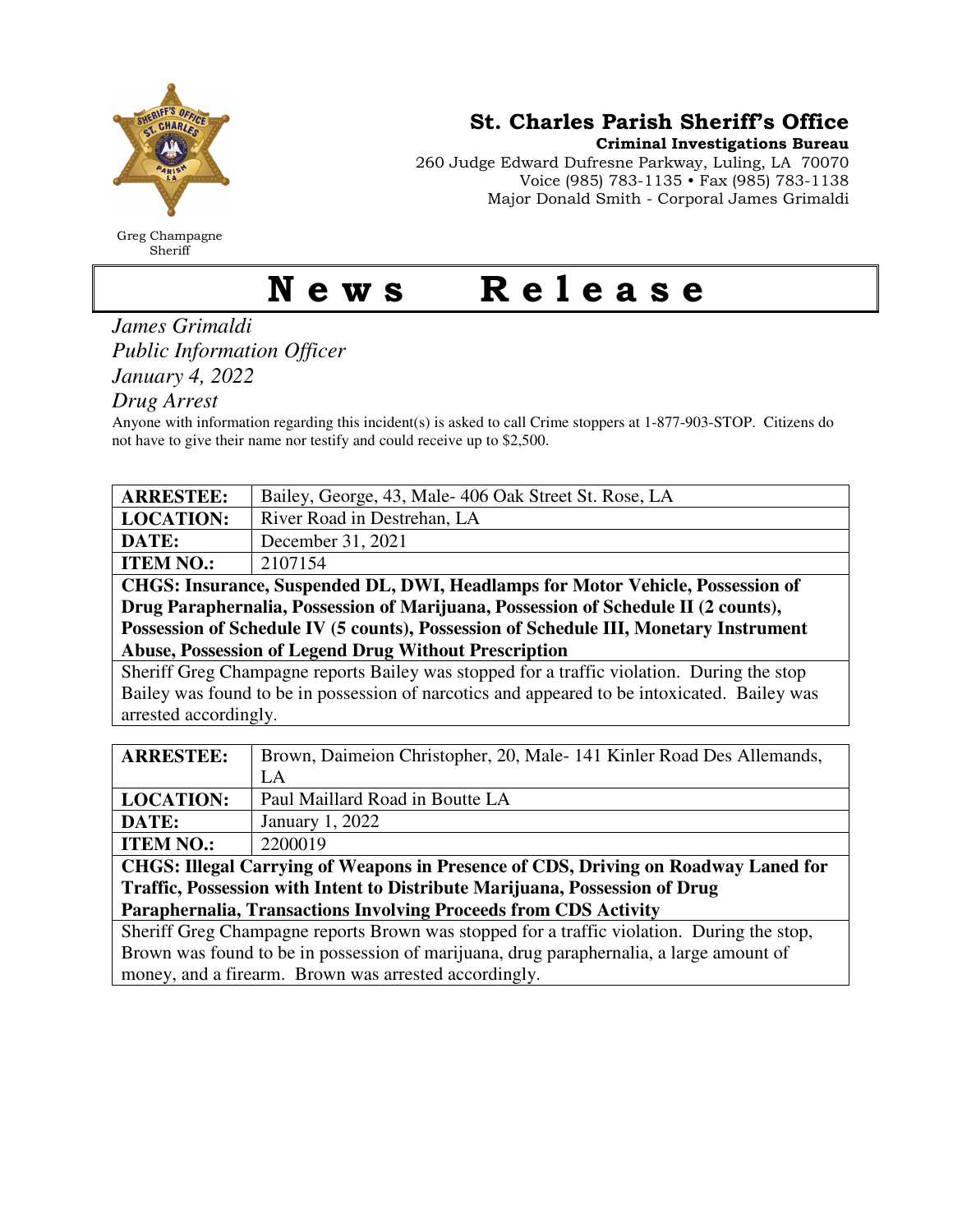Greg Champagne
Sheriff

**St. Charles Parish Sheriff's Office**
**Criminal Investigations Bureau**
260 Judge Edward Dufresne Parkway, Luling, LA 70070
Voice (985) 783-1135 • Fax (985) 783-1138
Major Donald Smith - Corporal James Grimaldi

# News Release

*James Grimaldi*
*Public Information Officer*
*January 4, 2022*
*Drug Arrest*

Anyone with information regarding this incident(s) is asked to call Crime stoppers at 1-877-903-STOP. Citizens do not have to give their name nor testify and could receive up to $2,500.

| | |
|---|---|
| **ARRESTEE:** | Bailey, George, 43, Male- 406 Oak Street St. Rose, LA |
| **LOCATION:** | River Road in Destrehan, LA |
| **DATE:** | December 31, 2021 |
| **ITEM NO.:** | 2107154 |
| **CHGS: Insurance, Suspended DL, DWI, Headlamps for Motor Vehicle, Possession of Drug Paraphernalia, Possession of Marijuana, Possession of Schedule II (2 counts), Possession of Schedule IV (5 counts), Possession of Schedule III, Monetary Instrument Abuse, Possession of Legend Drug Without Prescription** | |
| Sheriff Greg Champagne reports Bailey was stopped for a traffic violation. During the stop Bailey was found to be in possession of narcotics and appeared to be intoxicated. Bailey was arrested accordingly. | |

| | |
|---|---|
| **ARRESTEE:** | Brown, Daimeion Christopher, 20, Male- 141 Kinler Road Des Allemands, LA |
| **LOCATION:** | Paul Maillard Road in Boutte LA |
| **DATE:** | January 1, 2022 |
| **ITEM NO.:** | 2200019 |
| **CHGS: Illegal Carrying of Weapons in Presence of CDS, Driving on Roadway Laned for Traffic, Possession with Intent to Distribute Marijuana, Possession of Drug Paraphernalia, Transactions Involving Proceeds from CDS Activity** | |
| Sheriff Greg Champagne reports Brown was stopped for a traffic violation. During the stop, Brown was found to be in possession of marijuana, drug paraphernalia, a large amount of money, and a firearm. Brown was arrested accordingly. | |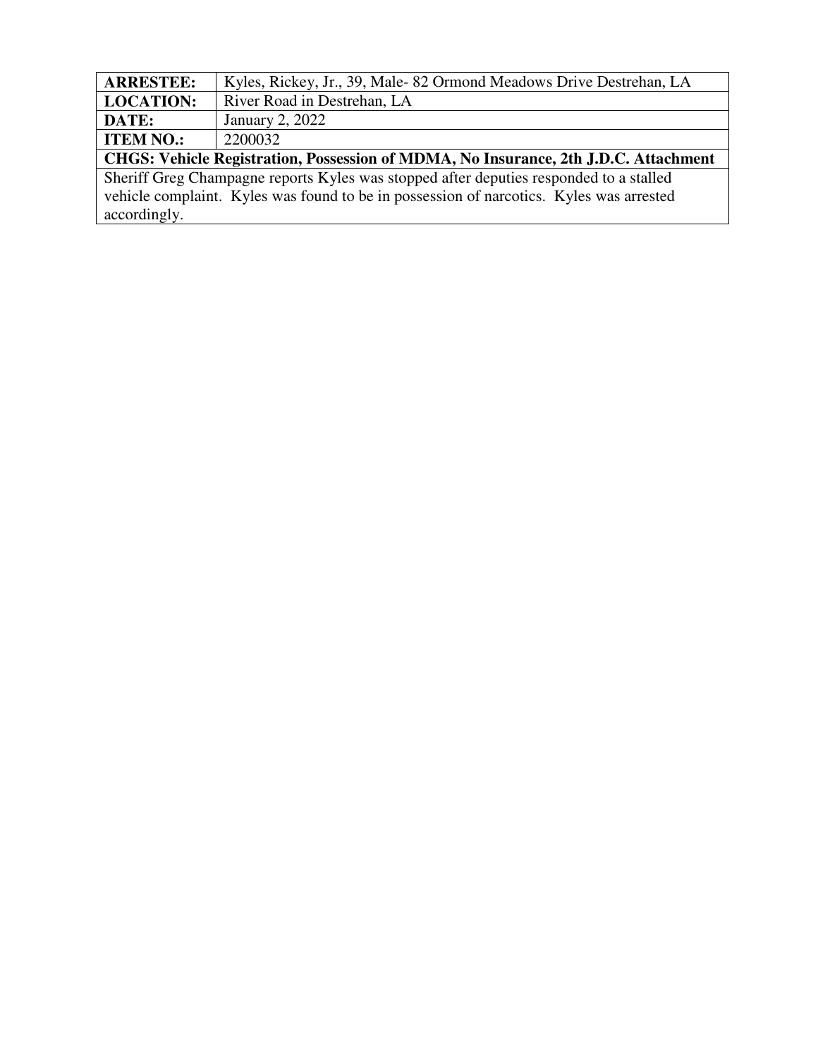| | |
|---|---|
| **ARRESTEE:** | Kyles, Rickey, Jr., 39, Male- 82 Ormond Meadows Drive Destrehan, LA |
| **LOCATION:** | River Road in Destrehan, LA |
| **DATE:** | January 2, 2022 |
| **ITEM NO.:** | 2200032 |
| **CHGS: Vehicle Registration, Possession of MDMA, No Insurance, 2th J.D.C. Attachment** | |
| Sheriff Greg Champagne reports Kyles was stopped after deputies responded to a stalled vehicle complaint. Kyles was found to be in possession of narcotics. Kyles was arrested accordingly. | |